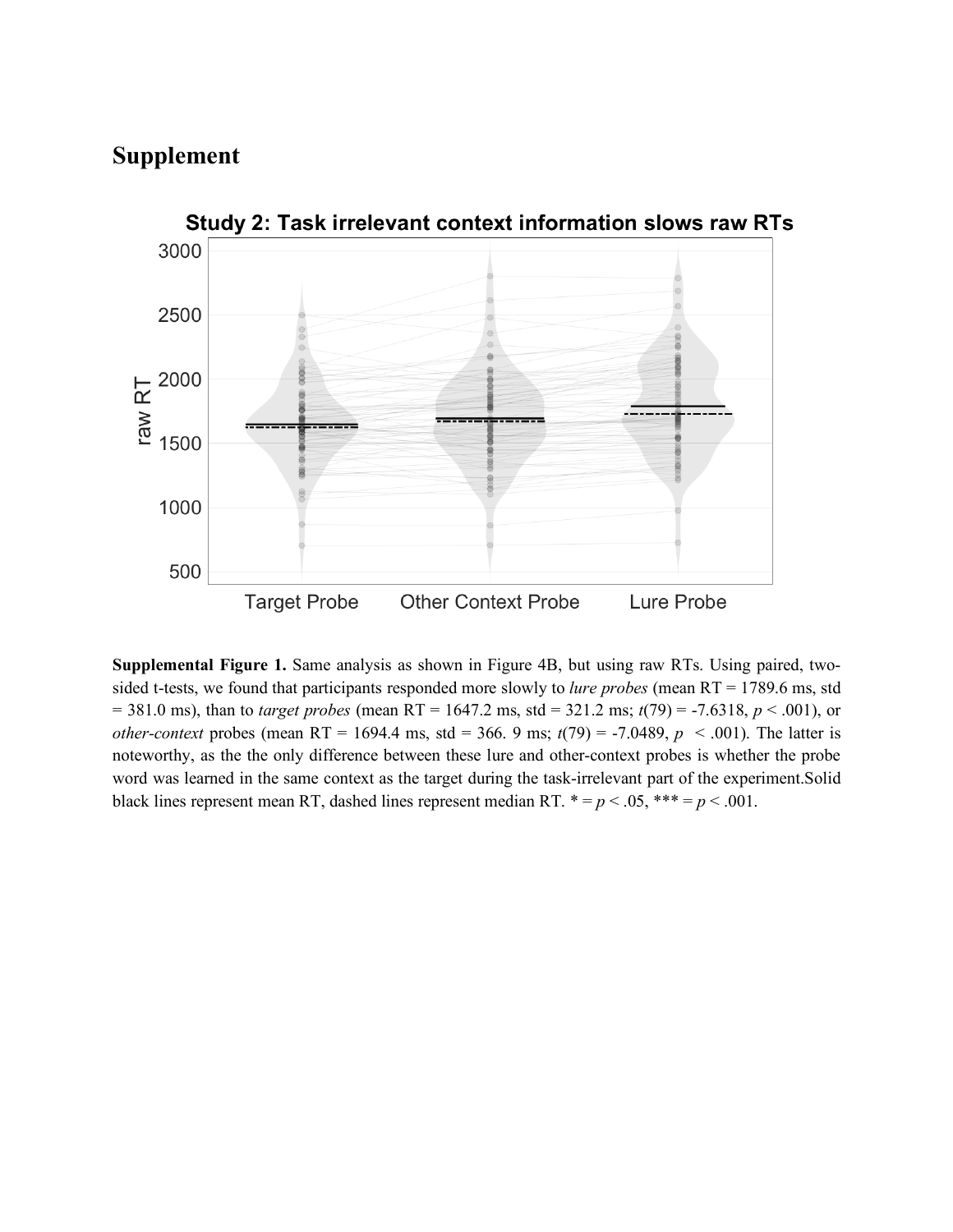# Supplement

**Supplemental Figure 1.** Same analysis as shown in Figure 4B, but using raw RTs. Using paired, two-sided t-tests, we found that participants responded more slowly to *lure probes* (mean RT = 1789.6 ms, std = 381.0 ms), than to *target probes* (mean RT = 1647.2 ms, std = 321.2 ms; $t(79) = -7.6318$, $p < .001$), or *other-context* probes (mean RT = 1694.4 ms, std = 366. 9 ms; $t(79) = -7.0489$, $p < .001$). The latter is noteworthy, as the the only difference between these lure and other-context probes is whether the probe word was learned in the same context as the target during the task-irrelevant part of the experiment.Solid black lines represent mean RT, dashed lines represent median RT. * = $p < .05$, *** = $p < .001$.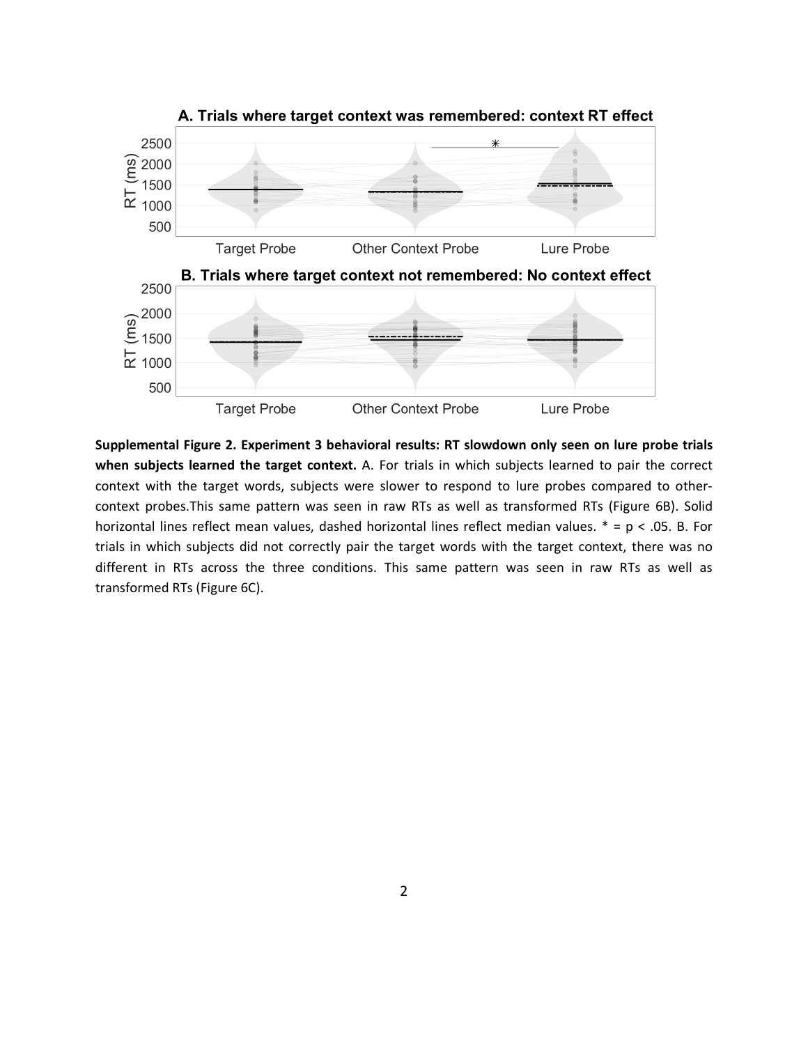**Supplemental Figure 2. Experiment 3 behavioral results: RT slowdown only seen on lure probe trials when subjects learned the target context.** A. For trials in which subjects learned to pair the correct context with the target words, subjects were slower to respond to lure probes compared to other-context probes.This same pattern was seen in raw RTs as well as transformed RTs (Figure 6B). Solid horizontal lines reflect mean values, dashed horizontal lines reflect median values. * = $p < .05$. B. For trials in which subjects did not correctly pair the target words with the target context, there was no different in RTs across the three conditions. This same pattern was seen in raw RTs as well as transformed RTs (Figure 6C).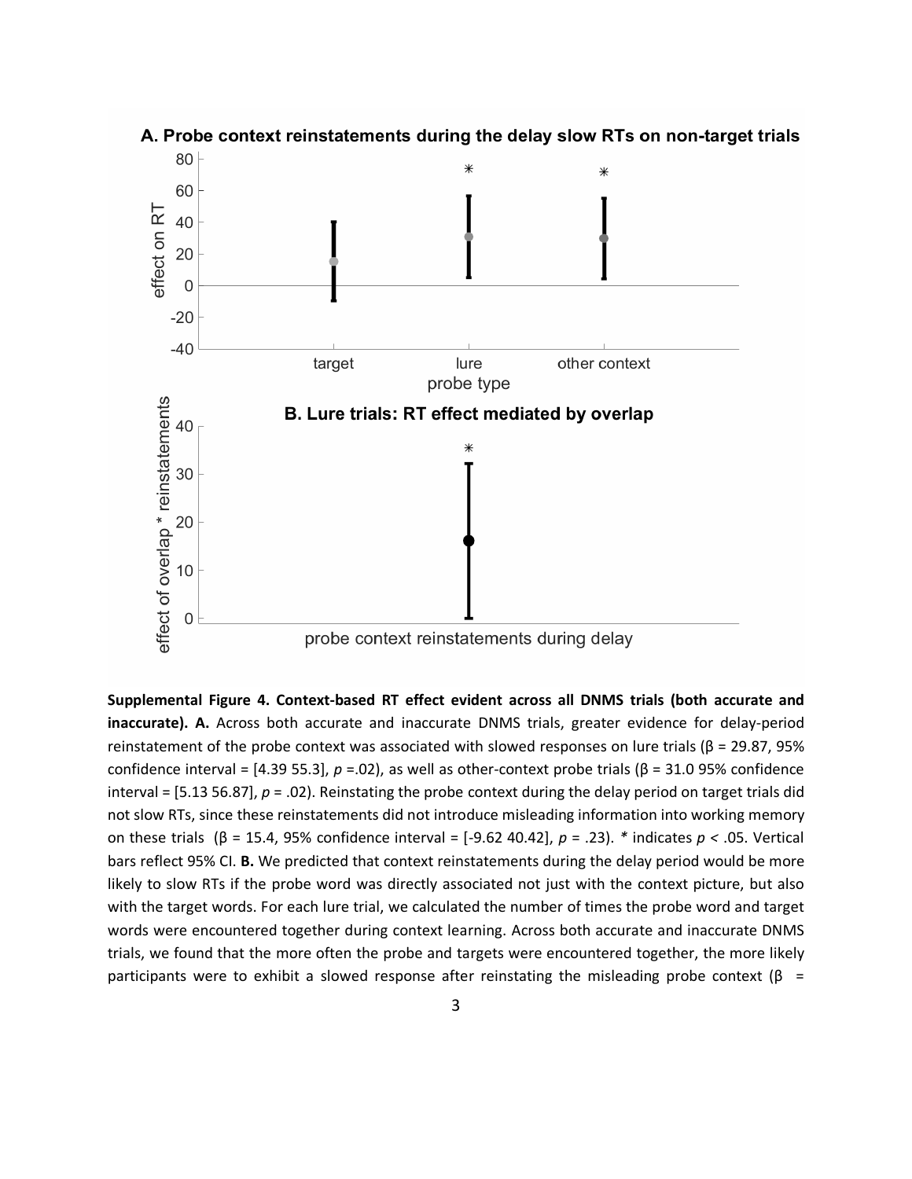**Supplemental Figure 4. Context-based RT effect evident across all DNMS trials (both accurate and inaccurate). A.** Across both accurate and inaccurate DNMS trials, greater evidence for delay-period reinstatement of the probe context was associated with slowed responses on lure trials (β = 29.87, 95% confidence interval = [4.39 55.3], $p$ =.02), as well as other-context probe trials (β = 31.0 95% confidence interval = [5.13 56.87], $p$ = .02). Reinstating the probe context during the delay period on target trials did not slow RTs, since these reinstatements did not introduce misleading information into working memory on these trials (β = 15.4, 95% confidence interval = [-9.62 40.42], $p$ = .23). * indicates $p$ < .05. Vertical bars reflect 95% CI. **B.** We predicted that context reinstatements during the delay period would be more likely to slow RTs if the probe word was directly associated not just with the context picture, but also with the target words. For each lure trial, we calculated the number of times the probe word and target words were encountered together during context learning. Across both accurate and inaccurate DNMS trials, we found that the more often the probe and targets were encountered together, the more likely participants were to exhibit a slowed response after reinstating the misleading probe context (β =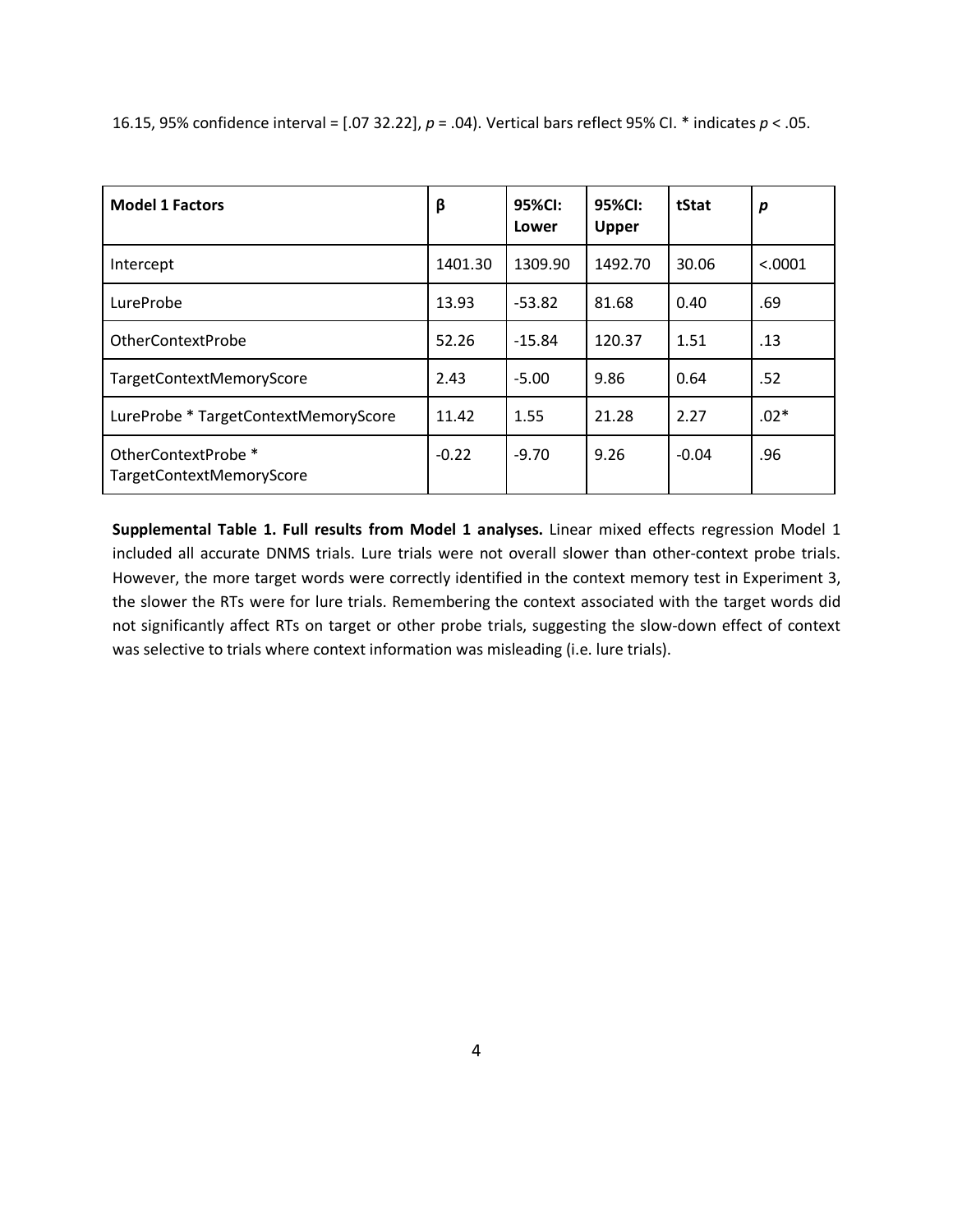16.15, 95% confidence interval = [.07 32.22], $p$ = .04). Vertical bars reflect 95% CI. * indicates $p < .05$.

| **Model 1 Factors** | **β** | **95%CI: Lower** | **95%CI: Upper** | **tStat** | ***p*** |
|---|---|---|---|---|---|
| Intercept | 1401.30 | 1309.90 | 1492.70 | 30.06 | <.0001 |
| LureProbe | 13.93 | -53.82 | 81.68 | 0.40 | .69 |
| OtherContextProbe | 52.26 | -15.84 | 120.37 | 1.51 | .13 |
| TargetContextMemoryScore | 2.43 | -5.00 | 9.86 | 0.64 | .52 |
| LureProbe * TargetContextMemoryScore | 11.42 | 1.55 | 21.28 | 2.27 | .02* |
| OtherContextProbe * TargetContextMemoryScore | -0.22 | -9.70 | 9.26 | -0.04 | .96 |

**Supplemental Table 1. Full results from Model 1 analyses.** Linear mixed effects regression Model 1 included all accurate DNMS trials. Lure trials were not overall slower than other-context probe trials. However, the more target words were correctly identified in the context memory test in Experiment 3, the slower the RTs were for lure trials. Remembering the context associated with the target words did not significantly affect RTs on target or other probe trials, suggesting the slow-down effect of context was selective to trials where context information was misleading (i.e. lure trials).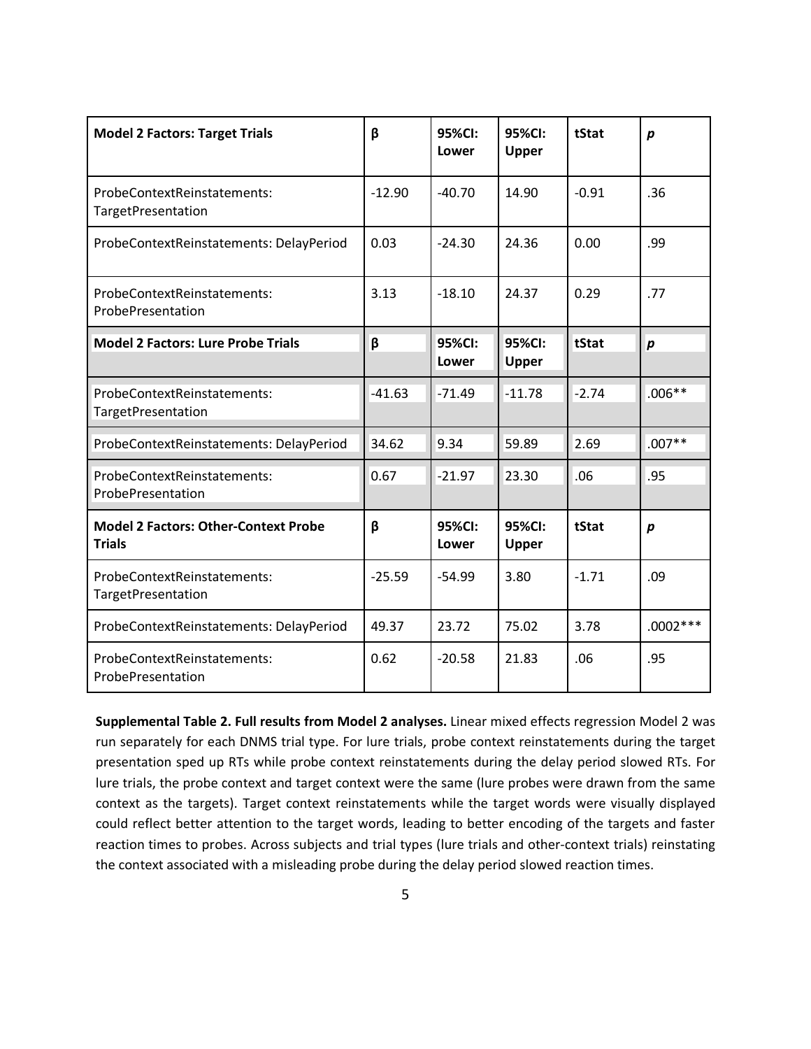| **Model 2 Factors: Target Trials** | **β** | **95%CI: Lower** | **95%CI: Upper** | **tStat** | ***p*** |
|---|---|---|---|---|---|
| ProbeContextReinstatements: TargetPresentation | -12.90 | -40.70 | 14.90 | -0.91 | .36 |
| ProbeContextReinstatements: DelayPeriod | 0.03 | -24.30 | 24.36 | 0.00 | .99 |
| ProbeContextReinstatements: ProbePresentation | 3.13 | -18.10 | 24.37 | 0.29 | .77 |
| **Model 2 Factors: Lure Probe Trials** | **β** | **95%CI: Lower** | **95%CI: Upper** | **tStat** | ***p*** |
| ProbeContextReinstatements: TargetPresentation | -41.63 | -71.49 | -11.78 | -2.74 | .006** |
| ProbeContextReinstatements: DelayPeriod | 34.62 | 9.34 | 59.89 | 2.69 | .007** |
| ProbeContextReinstatements: ProbePresentation | 0.67 | -21.97 | 23.30 | .06 | .95 |
| **Model 2 Factors: Other-Context Probe Trials** | **β** | **95%CI: Lower** | **95%CI: Upper** | **tStat** | ***p*** |
| ProbeContextReinstatements: TargetPresentation | -25.59 | -54.99 | 3.80 | -1.71 | .09 |
| ProbeContextReinstatements: DelayPeriod | 49.37 | 23.72 | 75.02 | 3.78 | .0002*** |
| ProbeContextReinstatements: ProbePresentation | 0.62 | -20.58 | 21.83 | .06 | .95 |

**Supplemental Table 2. Full results from Model 2 analyses.** Linear mixed effects regression Model 2 was run separately for each DNMS trial type. For lure trials, probe context reinstatements during the target presentation sped up RTs while probe context reinstatements during the delay period slowed RTs. For lure trials, the probe context and target context were the same (lure probes were drawn from the same context as the targets). Target context reinstatements while the target words were visually displayed could reflect better attention to the target words, leading to better encoding of the targets and faster reaction times to probes. Across subjects and trial types (lure trials and other-context trials) reinstating the context associated with a misleading probe during the delay period slowed reaction times.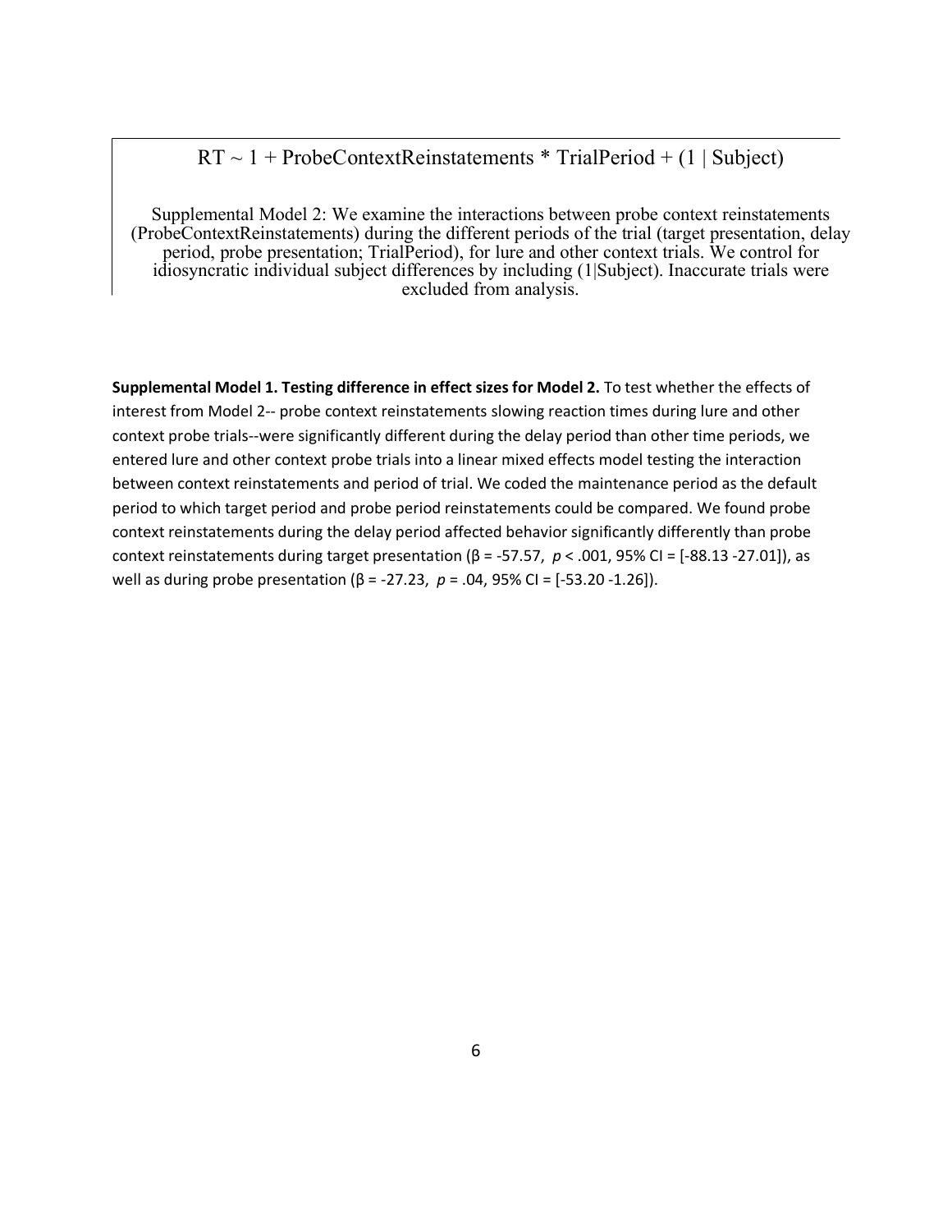$$RT \sim 1 + ProbeContextReinstatements * TrialPeriod + (1 \mid Subject)$$

Supplemental Model 2: We examine the interactions between probe context reinstatements (ProbeContextReinstatements) during the different periods of the trial (target presentation, delay period, probe presentation; TrialPeriod), for lure and other context trials. We control for idiosyncratic individual subject differences by including (1|Subject). Inaccurate trials were excluded from analysis.

**Supplemental Model 1. Testing difference in effect sizes for Model 2.** To test whether the effects of interest from Model 2-- probe context reinstatements slowing reaction times during lure and other context probe trials--were significantly different during the delay period than other time periods, we entered lure and other context probe trials into a linear mixed effects model testing the interaction between context reinstatements and period of trial. We coded the maintenance period as the default period to which target period and probe period reinstatements could be compared. We found probe context reinstatements during the delay period affected behavior significantly differently than probe context reinstatements during target presentation ($\beta = -57.57$, $p < .001$, 95% CI = [-88.13 -27.01]), as well as during probe presentation ($\beta = -27.23$, $p = .04$, 95% CI = [-53.20 -1.26]).